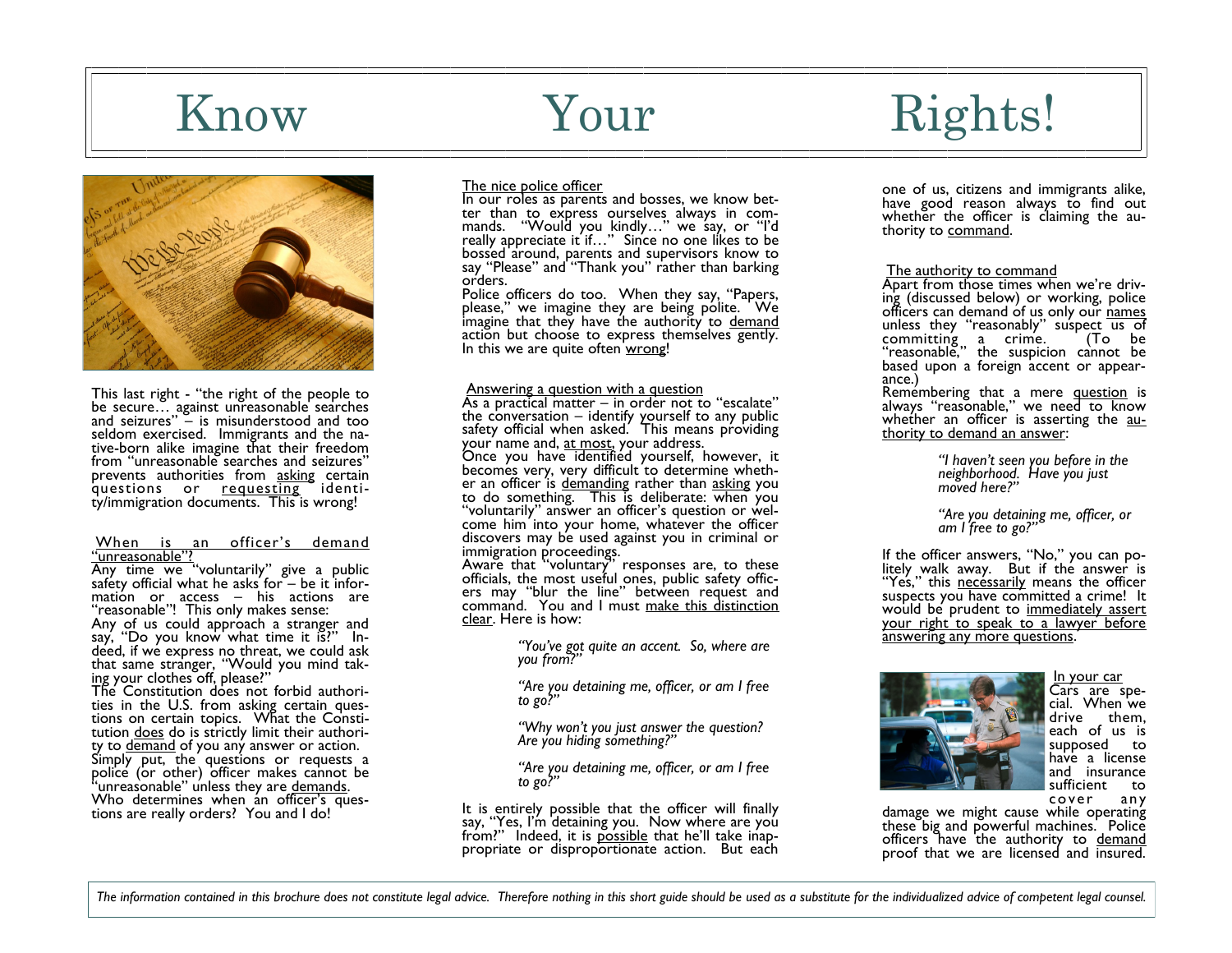# Know Your Rights!

This last right - "the right of the people to be secure… against unreasonable searches and seizures" – is misunderstood and too seldom exercised. Immigrants and the native-born alike imagine that their freedom from "unreasonable searches and seizures" prevents authorities from asking certain questions or requesting identity/immigration documents. This is wrong!

## When is an officer's demand "unreasonable"?

Any time we "voluntarily" give a public safety official what he asks for – be it information or access – his actions are "reasonable"! This only makes sense:

Any of us could approach a stranger and say, "Do you know what time it is?" Indeed, if we express no threat, we could ask that same stranger, "Would you mind taking your clothes off, please?"

The Constitution does not forbid authorities in the U.S. from asking certain questions on certain topics. What the Constitution does do is strictly limit their authority to demand of you any answer or action. Simply put, the questions or requests a police (or other) officer makes cannot be "unreasonable" unless they are demands.

Who determines when an officer's questions are really orders? You and I do!

## The nice police officer

In our roles as parents and bosses, we know better than to express ourselves always in commands. "Would you kindly…" we say, or "I'd really appreciate it if…" Since no one likes to be bossed around, parents and supervisors know to say "Please" and "Thank you" rather than barking orders.

Police officers do too. When they say, "Papers, please," we imagine they are being polite. We imagine that they have the authority to demand action but choose to express themselves gently. In this we are quite often wrong!

## Answering a question with a question

As a practical matter – in order not to "escalate" the conversation – identify yourself to any public safety official when asked. This means providing your name and, at most, your address.

Once you have identified yourself, however, it becomes very, very difficult to determine whether an officer is demanding rather than asking you to do something. This is deliberate: when you "voluntarily" answer an officer's question or welcome him into your home, whatever the officer discovers may be used against you in criminal or immigration proceedings.

Aware that "voluntary" responses are, to these officials, the most useful ones, public safety officers may "blur the line" between request and command. You and I must make this distinction clear. Here is how:

> *"You've got quite an accent. So, where are you from?"*
>
> *"Are you detaining me, officer, or am I free to go?"*
>
> *"Why won't you just answer the question? Are you hiding something?"*
>
> *"Are you detaining me, officer, or am I free to go?"*

It is entirely possible that the officer will finally say, "Yes, I'm detaining you. Now where are you from?" Indeed, it is possible that he'll take inappropriate or disproportionate action. But each one of us, citizens and immigrants alike, have good reason always to find out whether the officer is claiming the authority to command.

## The authority to command

Apart from those times when we're driving (discussed below) or working, police officers can demand of us only our names unless they "reasonably" suspect us of committing a crime. (To be "reasonable," the suspicion cannot be based upon a foreign accent or appearance.)

Remembering that a mere question is always "reasonable," we need to know whether an officer is asserting the authority to demand an answer:

> *"I haven't seen you before in the neighborhood. Have you just moved here?"*
>
> *"Are you detaining me, officer, or am I free to go?"*

If the officer answers, "No," you can politely walk away. But if the answer is "Yes," this necessarily means the officer suspects you have committed a crime! It would be prudent to immediately assert your right to speak to a lawyer before answering any more questions.

## In your car

Cars are special. When we drive them, each of us is supposed to have a license and insurance sufficient to cover any damage we might cause while operating these big and powerful machines. Police officers have the authority to demand proof that we are licensed and insured.

*The information contained in this brochure does not constitute legal advice. Therefore nothing in this short guide should be used as a substitute for the individualized advice of competent legal counsel.*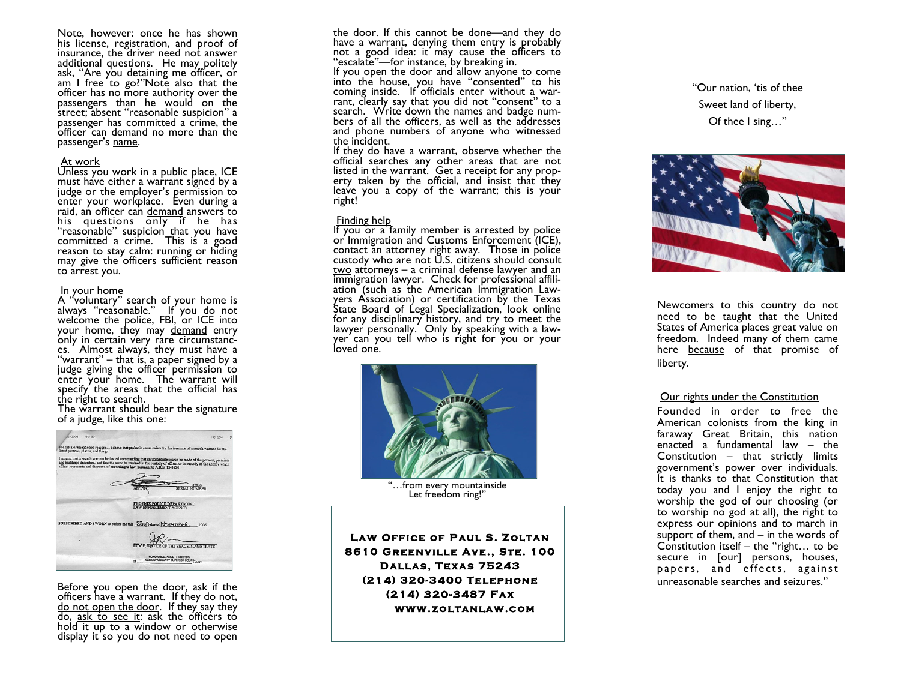Note, however: once he has shown his license, registration, and proof of insurance, the driver need not answer additional questions. He may politely ask, "Are you detaining me officer, or am I free to go?" Note also that the officer has no more authority over the passengers than he would on the street; absent "reasonable suspicion" a passenger has committed a crime, the officer can demand no more than the passenger's name.

## At work

Unless you work in a public place, ICE must have either a warrant signed by a judge or the employer's permission to enter your workplace. Even during a raid, an officer can demand answers to his questions only if he has "reasonable" suspicion that you have committed a crime. This is a good reason to stay calm: running or hiding may give the officers sufficient reason to arrest you.

## In your home

A "voluntary" search of your home is always "reasonable." If you do not welcome the police, FBI, or ICE into your home, they may demand entry only in certain very rare circumstances. Almost always, they must have a "warrant" – that is, a paper signed by a judge giving the officer permission to enter your home. The warrant will specify the areas that the official has the right to search.

The warrant should bear the signature of a judge, like this one:

Before you open the door, ask if the officers have a warrant. If they do not, do not open the door. If they say they do, ask to see it: ask the officers to hold it up to a window or otherwise display it so you do not need to open the door. If this cannot be done—and they do have a warrant, denying them entry is probably not a good idea: it may cause the officers to "escalate"—for instance, by breaking in.

If you open the door and allow anyone to come into the house, you have "consented" to his coming inside. If officials enter without a warrant, clearly say that you did not "consent" to a search. Write down the names and badge numbers of all the officers, as well as the addresses and phone numbers of anyone who witnessed the incident.

If they do have a warrant, observe whether the official searches any other areas that are not listed in the warrant. Get a receipt for any property taken by the official, and insist that they leave you a copy of the warrant; this is your right!

## Finding help

If you or a family member is arrested by police or Immigration and Customs Enforcement (ICE), contact an attorney right away. Those in police custody who are not U.S. citizens should consult two attorneys – a criminal defense lawyer and an immigration lawyer. Check for professional affiliation (such as the American Immigration Lawyers Association) or certification by the Texas State Board of Legal Specialization, look online for any disciplinary history, and try to meet the lawyer personally. Only by speaking with a lawyer can you tell who is right for you or your loved one.

"…from every mountainside
Let freedom ring!"

**Law Office of Paul S. Zoltan**
**8610 Greenville Ave., Ste. 100**
**Dallas, Texas 75243**
**(214) 320-3400 Telephone**
**(214) 320-3487 Fax**
**www.zoltanlaw.com**

"Our nation, 'tis of thee
Sweet land of liberty,
Of thee I sing…"

Newcomers to this country do not need to be taught that the United States of America places great value on freedom. Indeed many of them came here because of that promise of liberty.

## Our rights under the Constitution

Founded in order to free the American colonists from the king in faraway Great Britain, this nation enacted a fundamental law – the Constitution – that strictly limits government's power over individuals. It is thanks to that Constitution that today you and I enjoy the right to worship the god of our choosing (or to worship no god at all), the right to express our opinions and to march in support of them, and – in the words of Constitution itself – the "right… to be secure in [our] persons, houses, papers, and effects, against unreasonable searches and seizures."